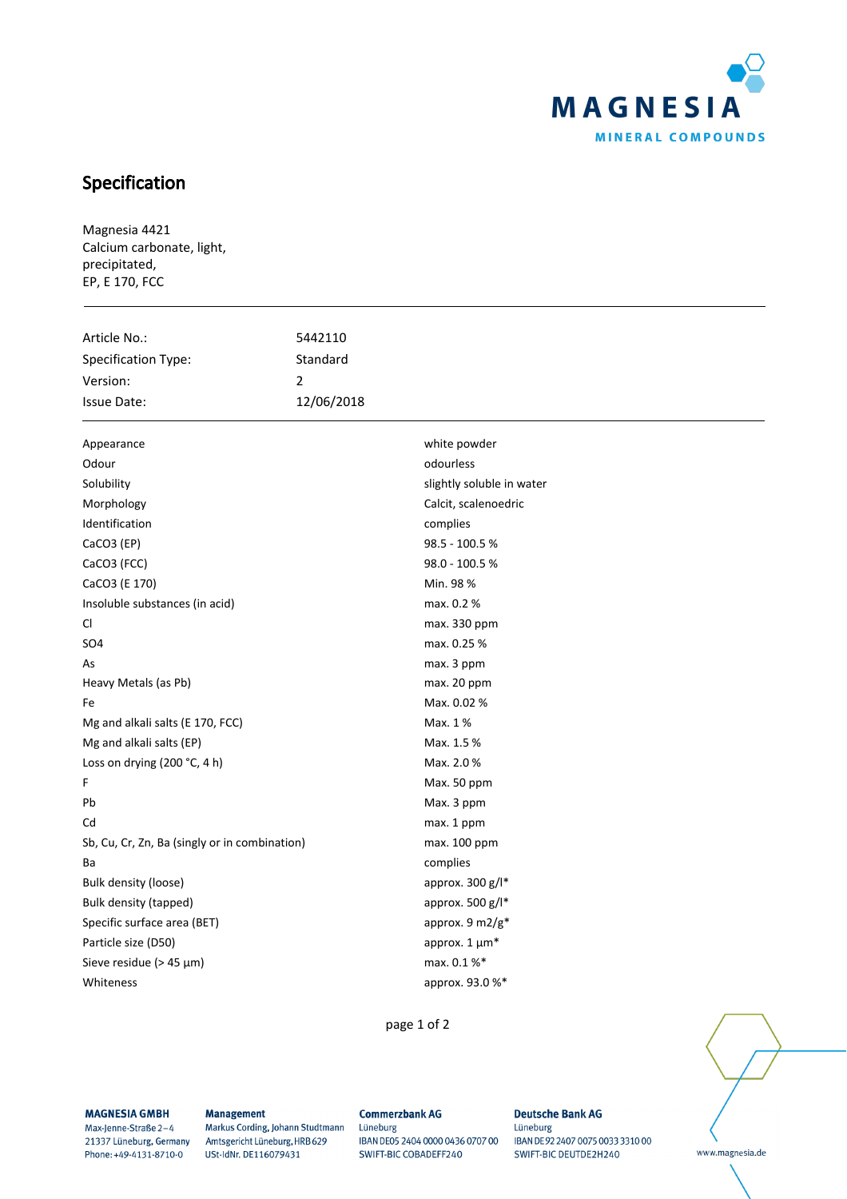# Specification

Magnesia 4421
Calcium carbonate, light,
precipitated,
EP, E 170, FCC

| | |
|---|---|
| Article No.: | 5442110 |
| Specification Type: | Standard |
| Version: | 2 |
| Issue Date: | 12/06/2018 |

| | |
|---|---|
| Appearance | white powder |
| Odour | odourless |
| Solubility | slightly soluble in water |
| Morphology | Calcit, scalenoedric |
| Identification | complies |
| $CaCO_3$ (EP) | 98.5 - 100.5 % |
| $CaCO_3$ (FCC) | 98.0 - 100.5 % |
| $CaCO_3$ (E 170) | Min. 98 % |
| Insoluble substances (in acid) | max. 0.2 % |
| Cl | max. 330 ppm |
| $SO_4$ | max. 0.25 % |
| As | max. 3 ppm |
| Heavy Metals (as Pb) | max. 20 ppm |
| Fe | Max. 0.02 % |
| Mg and alkali salts (E 170, FCC) | Max. 1 % |
| Mg and alkali salts (EP) | Max. 1.5 % |
| Loss on drying (200 °C, 4 h) | Max. 2.0 % |
| F | Max. 50 ppm |
| Pb | Max. 3 ppm |
| Cd | max. 1 ppm |
| Sb, Cu, Cr, Zn, Ba (singly or in combination) | max. 100 ppm |
| Ba | complies |
| Bulk density (loose) | approx. 300 g/l* |
| Bulk density (tapped) | approx. 500 g/l* |
| Specific surface area (BET) | approx. 9 m2/g* |
| Particle size (D50) | approx. 1 µm* |
| Sieve residue (> 45 µm) | max. 0.1 %* |
| Whiteness | approx. 93.0 %* |

**MAGNESIA GMBH**
Max-Jenne-Straße 2–4
21337 Lüneburg, Germany
Phone: +49-4131-8710-0

**Management**
Markus Cording, Johann Studtmann
Amtsgericht Lüneburg, HRB 629
USt-IdNr. DE116079431

**Commerzbank AG**
Lüneburg
IBAN DE05 2404 0000 0436 0707 00
SWIFT-BIC COBADEFF240

**Deutsche Bank AG**
Lüneburg
IBAN DE92 2407 0075 0033 3310 00
SWIFT-BIC DEUTDE2H240

www.magnesia.de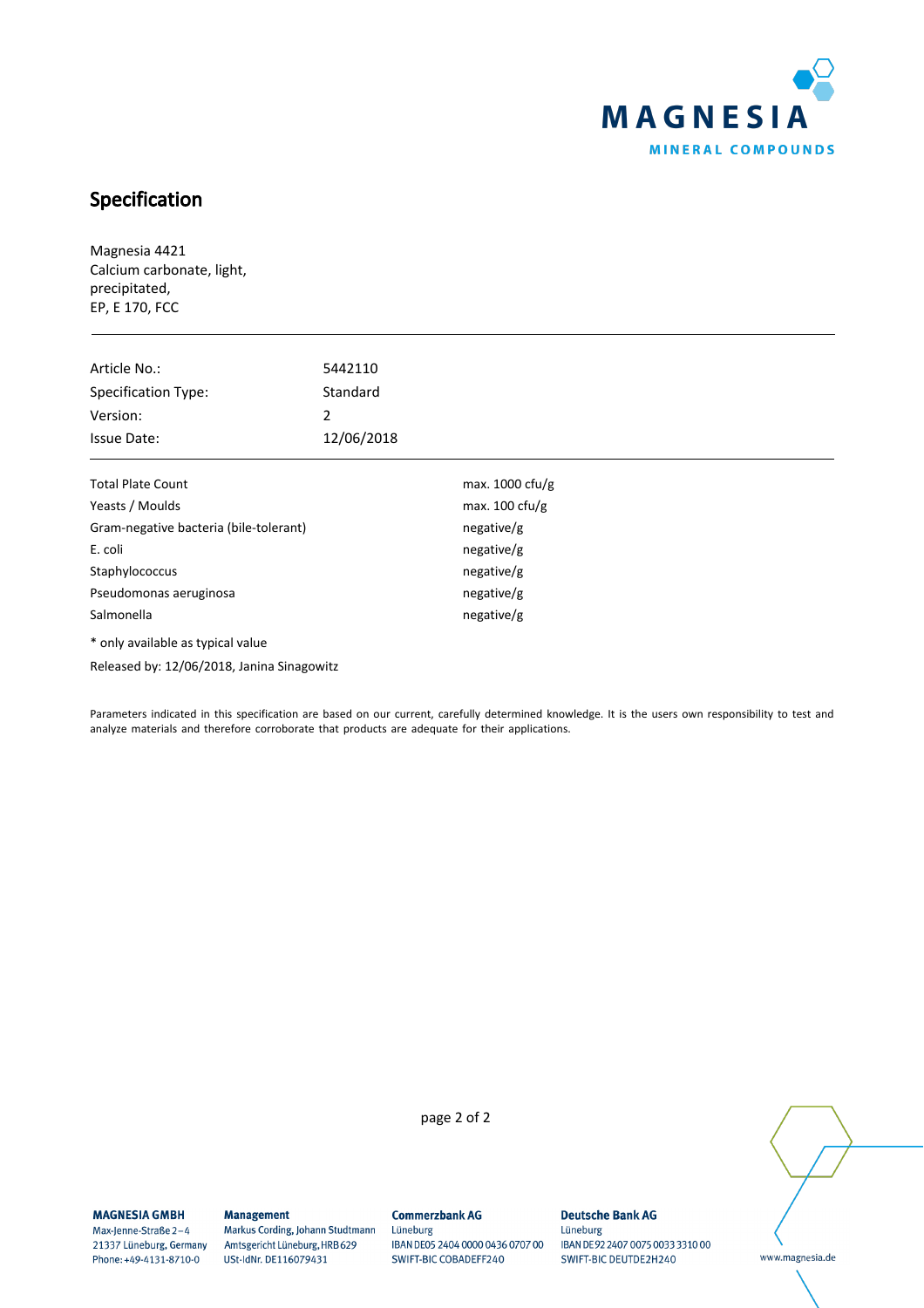MAGNESIA
MINERAL COMPOUNDS

# Specification

Magnesia 4421
Calcium carbonate, light,
precipitated,
EP, E 170, FCC

---

| | |
|---|---|
| Article No.: | 5442110 |
| Specification Type: | Standard |
| Version: | 2 |
| Issue Date: | 12/06/2018 |

---

| | |
|---|---|
| Total Plate Count | max. 1000 cfu/g |
| Yeasts / Moulds | max. 100 cfu/g |
| Gram-negative bacteria (bile-tolerant) | negative/g |
| E. coli | negative/g |
| Staphylococcus | negative/g |
| Pseudomonas aeruginosa | negative/g |
| Salmonella | negative/g |

* only available as typical value

Released by: 12/06/2018, Janina Sinagowitz

Parameters indicated in this specification are based on our current, carefully determined knowledge. It is the users own responsibility to test and analyze materials and therefore corroborate that products are adequate for their applications.

**MAGNESIA GMBH**
Max-Jenne-Straße 2–4
21337 Lüneburg, Germany
Phone: +49-4131-8710-0

**Management**
Markus Cording, Johann Studtmann
Amtsgericht Lüneburg, HRB 629
USt-IdNr. DE116079431

**Commerzbank AG**
Lüneburg
IBAN DE05 2404 0000 0436 0707 00
SWIFT-BIC COBADEFF240

**Deutsche Bank AG**
Lüneburg
IBAN DE92 2407 0075 0033 3310 00
SWIFT-BIC DEUTDE2H240

www.magnesia.de